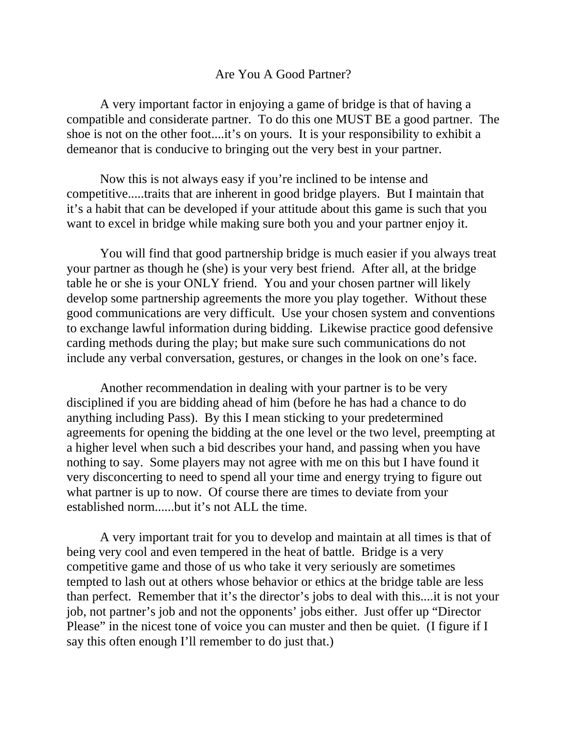# Are You A Good Partner?

A very important factor in enjoying a game of bridge is that of having a compatible and considerate partner. To do this one MUST BE a good partner. The shoe is not on the other foot....it's on yours. It is your responsibility to exhibit a demeanor that is conducive to bringing out the very best in your partner.

Now this is not always easy if you're inclined to be intense and competitive.....traits that are inherent in good bridge players. But I maintain that it's a habit that can be developed if your attitude about this game is such that you want to excel in bridge while making sure both you and your partner enjoy it.

You will find that good partnership bridge is much easier if you always treat your partner as though he (she) is your very best friend. After all, at the bridge table he or she is your ONLY friend. You and your chosen partner will likely develop some partnership agreements the more you play together. Without these good communications are very difficult. Use your chosen system and conventions to exchange lawful information during bidding. Likewise practice good defensive carding methods during the play; but make sure such communications do not include any verbal conversation, gestures, or changes in the look on one's face.

Another recommendation in dealing with your partner is to be very disciplined if you are bidding ahead of him (before he has had a chance to do anything including Pass). By this I mean sticking to your predetermined agreements for opening the bidding at the one level or the two level, preempting at a higher level when such a bid describes your hand, and passing when you have nothing to say. Some players may not agree with me on this but I have found it very disconcerting to need to spend all your time and energy trying to figure out what partner is up to now. Of course there are times to deviate from your established norm......but it's not ALL the time.

A very important trait for you to develop and maintain at all times is that of being very cool and even tempered in the heat of battle. Bridge is a very competitive game and those of us who take it very seriously are sometimes tempted to lash out at others whose behavior or ethics at the bridge table are less than perfect. Remember that it's the director's jobs to deal with this....it is not your job, not partner's job and not the opponents' jobs either. Just offer up "Director Please" in the nicest tone of voice you can muster and then be quiet. (I figure if I say this often enough I'll remember to do just that.)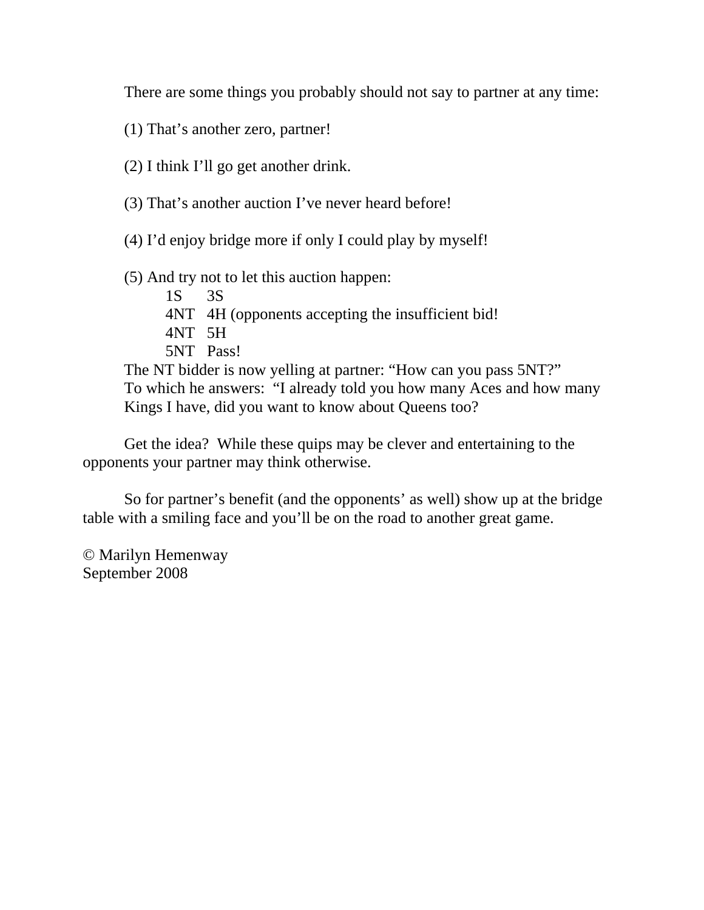There are some things you probably should not say to partner at any time:

(1) That's another zero, partner!

(2) I think I'll go get another drink.

(3) That's another auction I've never heard before!

(4) I'd enjoy bridge more if only I could play by myself!

(5) And try not to let this auction happen:

```
1S    3S
4NT   4H (opponents accepting the insufficient bid!
4NT   5H
5NT   Pass!
```

The NT bidder is now yelling at partner: "How can you pass 5NT?"
To which he answers: "I already told you how many Aces and how many Kings I have, did you want to know about Queens too?

Get the idea? While these quips may be clever and entertaining to the opponents your partner may think otherwise.

So for partner's benefit (and the opponents' as well) show up at the bridge table with a smiling face and you'll be on the road to another great game.

© Marilyn Hemenway
September 2008